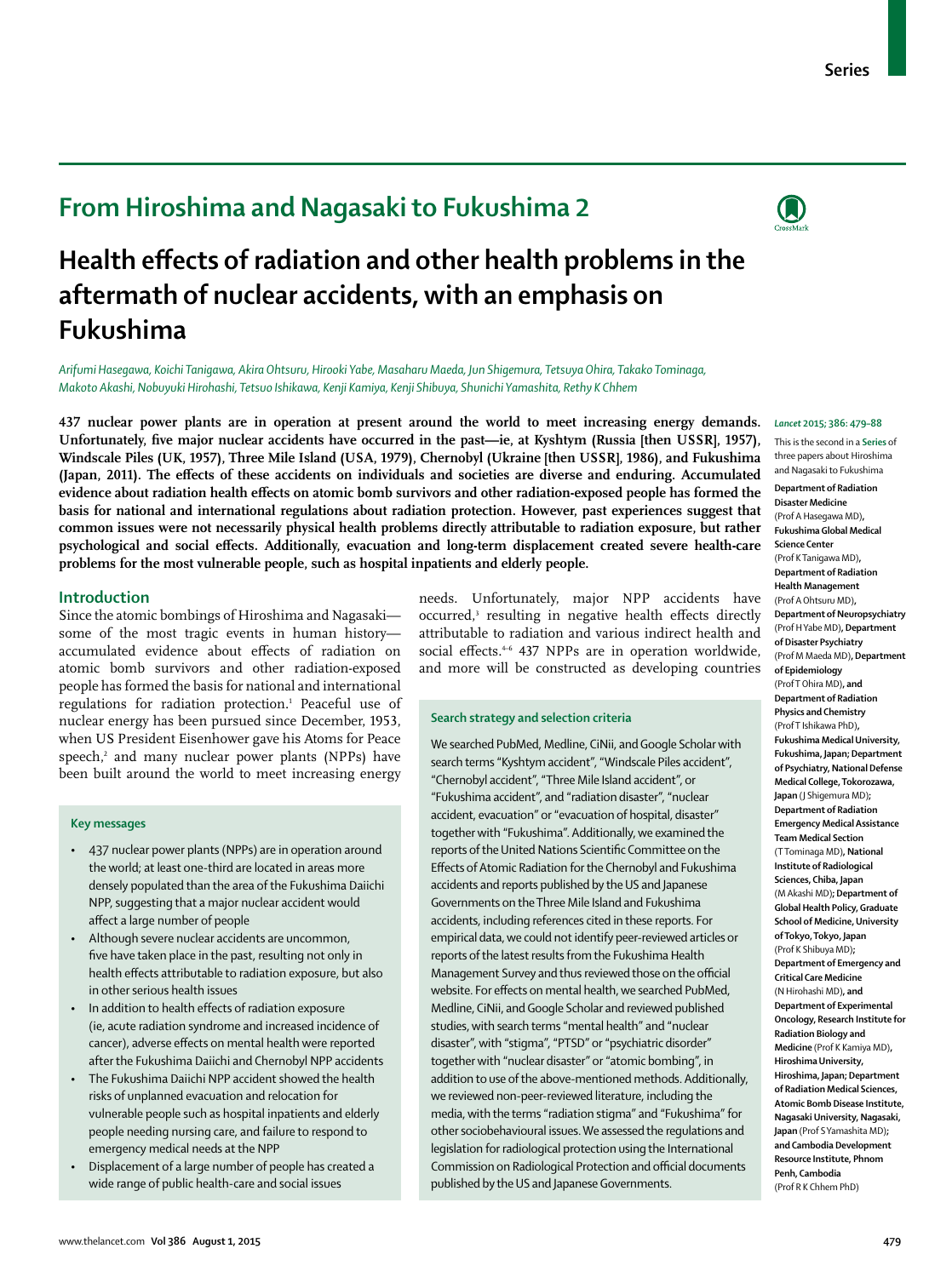# From Hiroshima and Nagasaki to Fukushima 2

## Health effects of radiation and other health problems in the aftermath of nuclear accidents, with an emphasis on Fukushima

*Arifumi Hasegawa, Koichi Tanigawa, Akira Ohtsuru, Hirooki Yabe, Masaharu Maeda, Jun Shigemura, Tetsuya Ohira, Takako Tominaga, Makoto Akashi, Nobuyuki Hirohashi, Tetsuo Ishikawa, Kenji Kamiya, Kenji Shibuya, Shunichi Yamashita, Rethy K Chhem*

**437 nuclear power plants are in operation at present around the world to meet increasing energy demands. Unfortunately, five major nuclear accidents have occurred in the past—ie, at Kyshtym (Russia [then USSR], 1957), Windscale Piles (UK, 1957), Three Mile Island (USA, 1979), Chernobyl (Ukraine [then USSR], 1986), and Fukushima (Japan, 2011). The effects of these accidents on individuals and societies are diverse and enduring. Accumulated evidence about radiation health effects on atomic bomb survivors and other radiation-exposed people has formed the basis for national and international regulations about radiation protection. However, past experiences suggest that common issues were not necessarily physical health problems directly attributable to radiation exposure, but rather psychological and social effects. Additionally, evacuation and long-term displacement created severe health-care problems for the most vulnerable people, such as hospital inpatients and elderly people.**

*Lancet* 2015; 386: 479–88

This is the second in a **Series** of three papers about Hiroshima and Nagasaki to Fukushima

**Department of Radiation Disaster Medicine** (Prof A Hasegawa MD), **Fukushima Global Medical Science Center** (Prof K Tanigawa MD), **Department of Radiation Health Management** (Prof A Ohtsuru MD), **Department of Neuropsychiatry** (Prof H Yabe MD), **Department of Disaster Psychiatry** (Prof M Maeda MD), **Department of Epidemiology** (Prof T Ohira MD), **and Department of Radiation Physics and Chemistry** (Prof T Ishikawa PhD), **Fukushima Medical University, Fukushima, Japan; Department of Psychiatry, National Defense Medical College, Tokorozawa, Japan** (J Shigemura MD)**; Department of Radiation Emergency Medical Assistance Team Medical Section** (T Tominaga MD), **National Institute of Radiological Sciences, Chiba, Japan** (M Akashi MD)**; Department of Global Health Policy, Graduate School of Medicine, University of Tokyo, Tokyo, Japan** (Prof K Shibuya MD)**; Department of Emergency and Critical Care Medicine** (N Hirohashi MD), **and Department of Experimental Oncology, Research Institute for Radiation Biology and Medicine** (Prof K Kamiya MD), **Hiroshima University, Hiroshima, Japan; Department of Radiation Medical Sciences, Atomic Bomb Disease Institute, Nagasaki University, Nagasaki, Japan** (Prof S Yamashita MD)**; and Cambodia Development Resource Institute, Phnom Penh, Cambodia** (Prof R K Chhem PhD)

## Introduction

Since the atomic bombings of Hiroshima and Nagasaki—some of the most tragic events in human history—accumulated evidence about effects of radiation on atomic bomb survivors and other radiation-exposed people has formed the basis for national and international regulations for radiation protection.[1] Peaceful use of nuclear energy has been pursued since December, 1953, when US President Eisenhower gave his Atoms for Peace speech,[2] and many nuclear power plants (NPPs) have been built around the world to meet increasing energy needs. Unfortunately, major NPP accidents have occurred,[3] resulting in negative health effects directly attributable to radiation and various indirect health and social effects.[4–6] 437 NPPs are in operation worldwide, and more will be constructed as developing countries

### Key messages

- 437 nuclear power plants (NPPs) are in operation around the world; at least one-third are located in areas more densely populated than the area of the Fukushima Daiichi NPP, suggesting that a major nuclear accident would affect a large number of people
- Although severe nuclear accidents are uncommon, five have taken place in the past, resulting not only in health effects attributable to radiation exposure, but also in other serious health issues
- In addition to health effects of radiation exposure (ie, acute radiation syndrome and increased incidence of cancer), adverse effects on mental health were reported after the Fukushima Daiichi and Chernobyl NPP accidents
- The Fukushima Daiichi NPP accident showed the health risks of unplanned evacuation and relocation for vulnerable people such as hospital inpatients and elderly people needing nursing care, and failure to respond to emergency medical needs at the NPP
- Displacement of a large number of people has created a wide range of public health-care and social issues

### Search strategy and selection criteria

We searched PubMed, Medline, CiNii, and Google Scholar with search terms "Kyshtym accident", "Windscale Piles accident", "Chernobyl accident", "Three Mile Island accident", or "Fukushima accident", and "radiation disaster", "nuclear accident, evacuation" or "evacuation of hospital, disaster" together with "Fukushima". Additionally, we examined the reports of the United Nations Scientific Committee on the Effects of Atomic Radiation for the Chernobyl and Fukushima accidents and reports published by the US and Japanese Governments on the Three Mile Island and Fukushima accidents, including references cited in these reports. For empirical data, we could not identify peer-reviewed articles or reports of the latest results from the Fukushima Health Management Survey and thus reviewed those on the official website. For effects on mental health, we searched PubMed, Medline, CiNii, and Google Scholar and reviewed published studies, with search terms "mental health" and "nuclear disaster", with "stigma", "PTSD" or "psychiatric disorder" together with "nuclear disaster" or "atomic bombing", in addition to use of the above-mentioned methods. Additionally, we reviewed non-peer-reviewed literature, including the media, with the terms "radiation stigma" and "Fukushima" for other sociobehavioural issues. We assessed the regulations and legislation for radiological protection using the International Commission on Radiological Protection and official documents published by the US and Japanese Governments.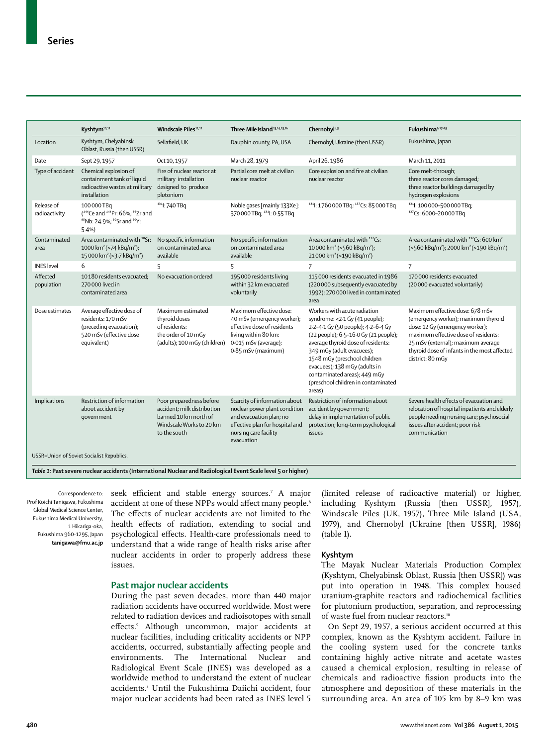| | Kyshtym[10,11] | Windscale Piles[11,12] | Three Mile Island[13,14,15,16] | Chernobyl[4,5] | Fukushima[6,17–19] |
|---|---|---|---|---|---|
| Location | Kyshtym, Chelyabinsk Oblast, Russia (then USSR) | Sellafield, UK | Dauphin county, PA, USA | Chernobyl, Ukraine (then USSR) | Fukushima, Japan |
| Date | Sept 29, 1957 | Oct 10, 1957 | March 28, 1979 | April 26, 1986 | March 11, 2011 |
| Type of accident | Chemical explosion of containment tank of liquid radioactive wastes at military installation | Fire of nuclear reactor at military installation designed to produce plutonium | Partial core melt at civilian nuclear reactor | Core explosion and fire at civilian nuclear reactor | Core melt-through; three reactor cores damaged; three reactor buildings damaged by hydrogen explosions |
| Release of radioactivity | 100 000 TBq ($^{144}$Ce and $^{144}$Pr: 66%; $^{95}$Zr and $^{95}$Nb: 24·9%; $^{90}$Sr and $^{90}$Y: 5·4%) | $^{131}$I: 740 TBq | Noble gases [mainly 133Xe]: 370 000 TBq; $^{131}$I: 0·55 TBq | $^{131}$I: 1 760 000 TBq; $^{137}$Cs: 85 000 TBq | $^{131}$I: 100 000–500 000 TBq; $^{137}$Cs: 6000–20 000 TBq |
| Contaminated area | Area contaminated with $^{90}$Sr: 1000 km$^2$ (>74 kBq/m$^2$); 15 000 km$^2$ (>3·7 kBq/m$^2$) | No specific information on contaminated area available | No specific information on contaminated area available | Area contaminated with $^{137}$Cs: 10 000 km$^2$ (>560 kBq/m$^2$); 21 000 km$^2$ (>190 kBq/m$^2$) | Area contaminated with $^{137}$Cs: 600 km$^2$ (>560 kBq/m$^2$); 2000 km$^2$ (>190 kBq/m$^2$) |
| INES level | 6 | 5 | 5 | 7 | 7 |
| Affected population | 10 180 residents evacuated; 270 000 lived in contaminated area | No evacuation ordered | 195 000 residents living within 32 km evacuated voluntarily | 115 000 residents evacuated in 1986 (220 000 subsequently evacuated by 1992); 270 000 lived in contaminated area | 170 000 residents evacuated (20 000 evacuated voluntarily) |
| Dose estimates | Average effective dose of residents: 170 mSv (preceding evacuation); 520 mSv (effective dose equivalent) | Maximum estimated thyroid doses of residents: the order of 10 mGy (adults); 100 mGy (children) | Maximum effective dose: 40 mSv (emergency worker); effective dose of residents living within 80 km: 0·015 mSv (average); 0·85 mSv (maximum) | Workers with acute radiation syndrome: <2·1 Gy (41 people); 2·2–4·1 Gy (50 people); 4·2–6·4 Gy (22 people); 6·5–16·0 Gy (21 people); average thyroid dose of residents: 349 mGy (adult evacuees); 1548 mGy (preschool children evacuees); 138 mGy (adults in contaminated areas); 449 mGy (preschool children in contaminated areas) | Maximum effective dose: 678 mSv (emergency worker); maximum thyroid dose: 12 Gy (emergency worker); maximum effective dose of residents: 25 mSv (external); maximum average thyroid dose of infants in the most affected district: 80 mGy |
| Implications | Restriction of information about accident by government | Poor preparedness before accident; milk distribution banned 10 km north of Windscale Works to 20 km to the south | Scarcity of information about nuclear power plant condition and evacuation plan; no effective plan for hospital and nursing care facility evacuation | Restriction of information about accident by government; delay in implementation of public protection; long-term psychological issues | Severe health effects of evacuation and relocation of hospital inpatients and elderly people needing nursing care; psychosocial issues after accident; poor risk communication |

USSR=Union of Soviet Socialist Republics.

*Table 1:* **Past severe nuclear accidents (International Nuclear and Radiological Event Scale level 5 or higher)**

Correspondence to: Prof Koichi Tanigawa, Fukushima Global Medical Science Center, Fukushima Medical University, 1 Hikariga-oka, Fukushima 960-1295, Japan **tanigawa@fmu.ac.jp**

seek efficient and stable energy sources.[7] A major accident at one of these NPPs would affect many people.[8] The effects of nuclear accidents are not limited to the health effects of radiation, extending to social and psychological effects. Health-care professionals need to understand that a wide range of health risks arise after nuclear accidents in order to properly address these issues.

## Past major nuclear accidents

During the past seven decades, more than 440 major radiation accidents have occurred worldwide. Most were related to radiation devices and radioisotopes with small effects.[9] Although uncommon, major accidents at nuclear facilities, including criticality accidents or NPP accidents, occurred, substantially affecting people and environments. The International Nuclear and Radiological Event Scale (INES) was developed as a worldwide method to understand the extent of nuclear accidents.[3] Until the Fukushima Daiichi accident, four major nuclear accidents had been rated as INES level 5 (limited release of radioactive material) or higher, including Kyshtym (Russia [then USSR], 1957), Windscale Piles (UK, 1957), Three Mile Island (USA, 1979), and Chernobyl (Ukraine [then USSR], 1986) (table 1).

### Kyshtym

The Mayak Nuclear Materials Production Complex (Kyshtym, Chelyabinsk Oblast, Russia [then USSR]) was put into operation in 1948. This complex housed uranium-graphite reactors and radiochemical facilities for plutonium production, separation, and reprocessing of waste fuel from nuclear reactors.[10]

On Sept 29, 1957, a serious accident occurred at this complex, known as the Kyshtym accident. Failure in the cooling system used for the concrete tanks containing highly active nitrate and acetate wastes caused a chemical explosion, resulting in release of chemicals and radioactive fission products into the atmosphere and deposition of these materials in the surrounding area. An area of 105 km by 8–9 km was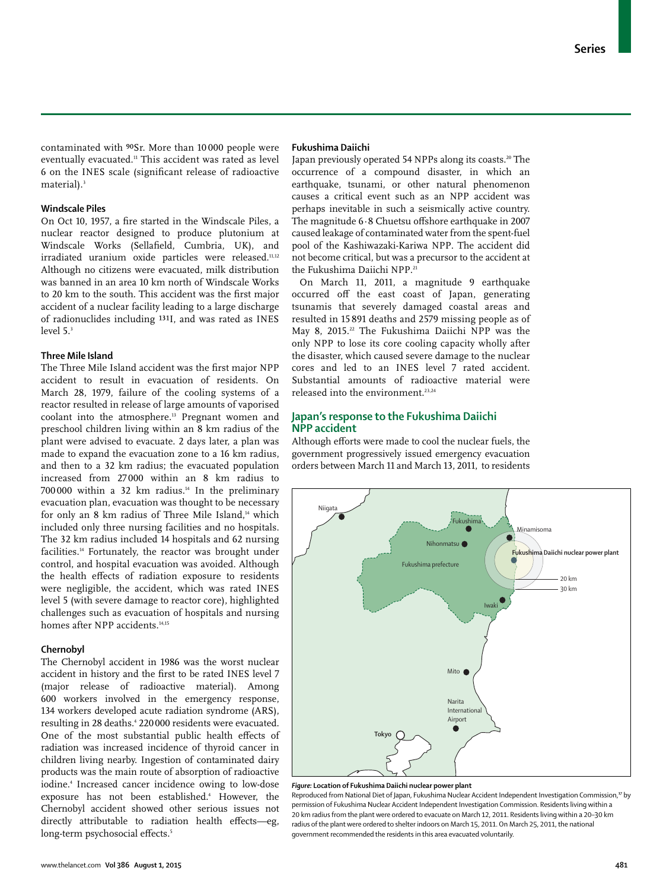contaminated with $^{90}Sr$. More than 10 000 people were eventually evacuated.[11] This accident was rated as level 6 on the INES scale (significant release of radioactive material).[3]

### Windscale Piles

On Oct 10, 1957, a fire started in the Windscale Piles, a nuclear reactor designed to produce plutonium at Windscale Works (Sellafield, Cumbria, UK), and irradiated uranium oxide particles were released.[11,12] Although no citizens were evacuated, milk distribution was banned in an area 10 km north of Windscale Works to 20 km to the south. This accident was the first major accident of a nuclear facility leading to a large discharge of radionuclides including $^{131}I$, and was rated as INES level 5.[3]

### Three Mile Island

The Three Mile Island accident was the first major NPP accident to result in evacuation of residents. On March 28, 1979, failure of the cooling systems of a reactor resulted in release of large amounts of vaporised coolant into the atmosphere.[13] Pregnant women and preschool children living within an 8 km radius of the plant were advised to evacuate. 2 days later, a plan was made to expand the evacuation zone to a 16 km radius, and then to a 32 km radius; the evacuated population increased from 27 000 within an 8 km radius to 700 000 within a 32 km radius.[14] In the preliminary evacuation plan, evacuation was thought to be necessary for only an 8 km radius of Three Mile Island,[14] which included only three nursing facilities and no hospitals. The 32 km radius included 14 hospitals and 62 nursing facilities.[14] Fortunately, the reactor was brought under control, and hospital evacuation was avoided. Although the health effects of radiation exposure to residents were negligible, the accident, which was rated INES level 5 (with severe damage to reactor core), highlighted challenges such as evacuation of hospitals and nursing homes after NPP accidents.[14,15]

### Chernobyl

The Chernobyl accident in 1986 was the worst nuclear accident in history and the first to be rated INES level 7 (major release of radioactive material). Among 600 workers involved in the emergency response, 134 workers developed acute radiation syndrome (ARS), resulting in 28 deaths.[4] 220 000 residents were evacuated. One of the most substantial public health effects of radiation was increased incidence of thyroid cancer in children living nearby. Ingestion of contaminated dairy products was the main route of absorption of radioactive iodine.[4] Increased cancer incidence owing to low-dose exposure has not been established.[4] However, the Chernobyl accident showed other serious issues not directly attributable to radiation health effects—eg, long-term psychosocial effects.[5]

### Fukushima Daiichi

Japan previously operated 54 NPPs along its coasts.[20] The occurrence of a compound disaster, in which an earthquake, tsunami, or other natural phenomenon causes a critical event such as an NPP accident was perhaps inevitable in such a seismically active country. The magnitude 6·8 Chuetsu offshore earthquake in 2007 caused leakage of contaminated water from the spent-fuel pool of the Kashiwazaki-Kariwa NPP. The accident did not become critical, but was a precursor to the accident at the Fukushima Daiichi NPP.[21]

On March 11, 2011, a magnitude 9 earthquake occurred off the east coast of Japan, generating tsunamis that severely damaged coastal areas and resulted in 15 891 deaths and 2579 missing people as of May 8, 2015.[22] The Fukushima Daiichi NPP was the only NPP to lose its core cooling capacity wholly after the disaster, which caused severe damage to the nuclear cores and led to an INES level 7 rated accident. Substantial amounts of radioactive material were released into the environment.[23,24]

## Japan's response to the Fukushima Daiichi NPP accident

Although efforts were made to cool the nuclear fuels, the government progressively issued emergency evacuation orders between March 11 and March 13, 2011, to residents

**Figure: Location of Fukushima Daiichi nuclear power plant**

Reproduced from National Diet of Japan, Fukushima Nuclear Accident Independent Investigation Commission,[17] by permission of Fukushima Nuclear Accident Independent Investigation Commission. Residents living within a 20 km radius from the plant were ordered to evacuate on March 12, 2011. Residents living within a 20–30 km radius of the plant were ordered to shelter indoors on March 15, 2011. On March 25, 2011, the national government recommended the residents in this area evacuated voluntarily.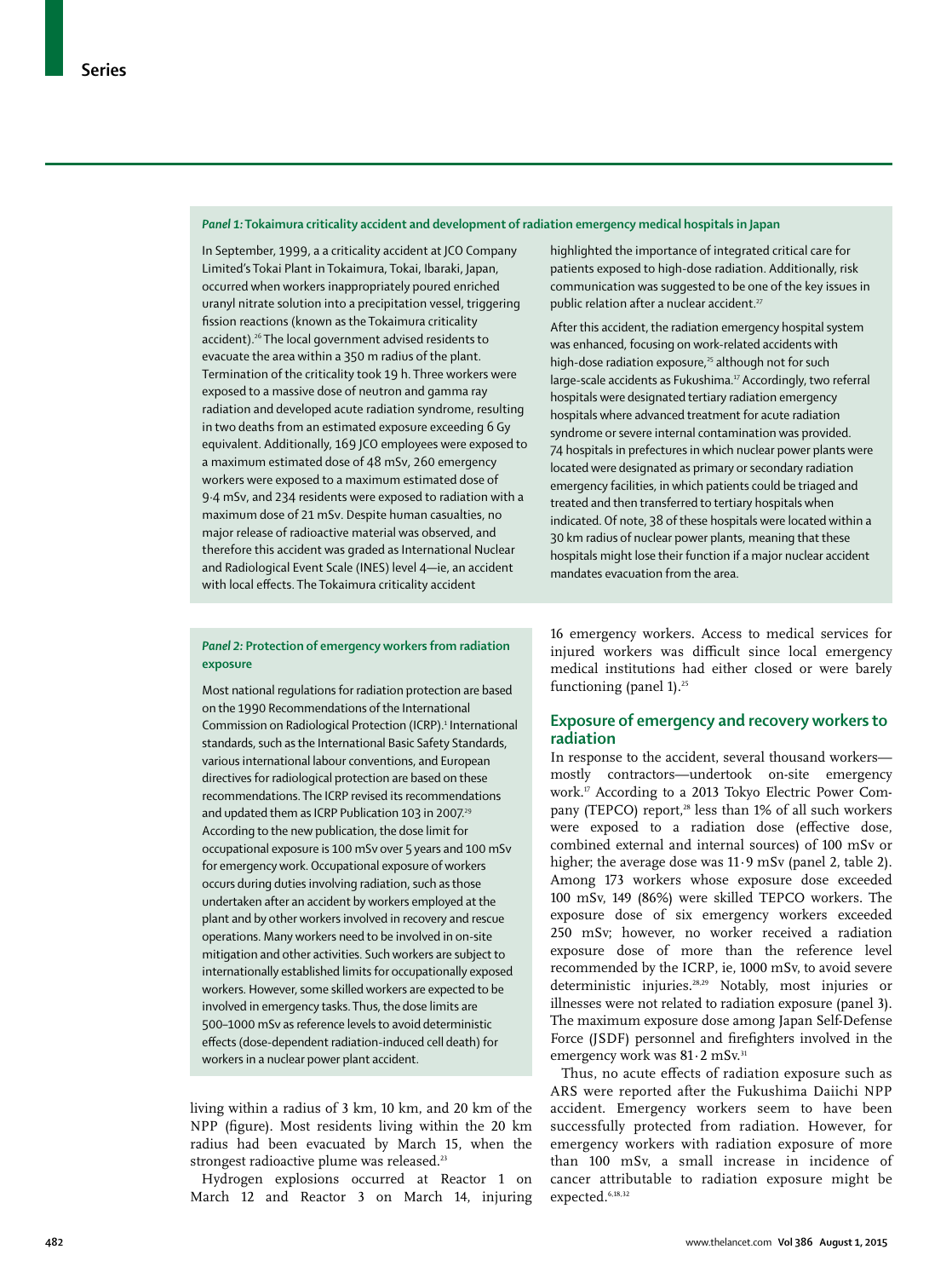### *Panel 1:* Tokaimura criticality accident and development of radiation emergency medical hospitals in Japan

In September, 1999, a a criticality accident at JCO Company Limited's Tokai Plant in Tokaimura, Tokai, Ibaraki, Japan, occurred when workers inappropriately poured enriched uranyl nitrate solution into a precipitation vessel, triggering fission reactions (known as the Tokaimura criticality accident).[26] The local government advised residents to evacuate the area within a 350 m radius of the plant. Termination of the criticality took 19 h. Three workers were exposed to a massive dose of neutron and gamma ray radiation and developed acute radiation syndrome, resulting in two deaths from an estimated exposure exceeding 6 Gy equivalent. Additionally, 169 JCO employees were exposed to a maximum estimated dose of 48 mSv, 260 emergency workers were exposed to a maximum estimated dose of 9·4 mSv, and 234 residents were exposed to radiation with a maximum dose of 21 mSv. Despite human casualties, no major release of radioactive material was observed, and therefore this accident was graded as International Nuclear and Radiological Event Scale (INES) level 4—ie, an accident with local effects. The Tokaimura criticality accident highlighted the importance of integrated critical care for patients exposed to high-dose radiation. Additionally, risk communication was suggested to be one of the key issues in public relation after a nuclear accident.[27]

After this accident, the radiation emergency hospital system was enhanced, focusing on work-related accidents with high-dose radiation exposure,[25] although not for such large-scale accidents as Fukushima.[17] Accordingly, two referral hospitals were designated tertiary radiation emergency hospitals where advanced treatment for acute radiation syndrome or severe internal contamination was provided. 74 hospitals in prefectures in which nuclear power plants were located were designated as primary or secondary radiation emergency facilities, in which patients could be triaged and treated and then transferred to tertiary hospitals when indicated. Of note, 38 of these hospitals were located within a 30 km radius of nuclear power plants, meaning that these hospitals might lose their function if a major nuclear accident mandates evacuation from the area.

### *Panel 2:* Protection of emergency workers from radiation exposure

Most national regulations for radiation protection are based on the 1990 Recommendations of the International Commission on Radiological Protection (ICRP).[1] International standards, such as the International Basic Safety Standards, various international labour conventions, and European directives for radiological protection are based on these recommendations. The ICRP revised its recommendations and updated them as ICRP Publication 103 in 2007.[29] According to the new publication, the dose limit for occupational exposure is 100 mSv over 5 years and 100 mSv for emergency work. Occupational exposure of workers occurs during duties involving radiation, such as those undertaken after an accident by workers employed at the plant and by other workers involved in recovery and rescue operations. Many workers need to be involved in on-site mitigation and other activities. Such workers are subject to internationally established limits for occupationally exposed workers. However, some skilled workers are expected to be involved in emergency tasks. Thus, the dose limits are 500–1000 mSv as reference levels to avoid deterministic effects (dose-dependent radiation-induced cell death) for workers in a nuclear power plant accident.

living within a radius of 3 km, 10 km, and 20 km of the NPP (figure). Most residents living within the 20 km radius had been evacuated by March 15, when the strongest radioactive plume was released.[23]

Hydrogen explosions occurred at Reactor 1 on March 12 and Reactor 3 on March 14, injuring 16 emergency workers. Access to medical services for injured workers was difficult since local emergency medical institutions had either closed or were barely functioning (panel 1).[25]

## Exposure of emergency and recovery workers to radiation

In response to the accident, several thousand workers—mostly contractors—undertook on-site emergency work.[17] According to a 2013 Tokyo Electric Power Company (TEPCO) report,[28] less than 1% of all such workers were exposed to a radiation dose (effective dose, combined external and internal sources) of 100 mSv or higher; the average dose was 11·9 mSv (panel 2, table 2). Among 173 workers whose exposure dose exceeded 100 mSv, 149 (86%) were skilled TEPCO workers. The exposure dose of six emergency workers exceeded 250 mSv; however, no worker received a radiation exposure dose of more than the reference level recommended by the ICRP, ie, 1000 mSv, to avoid severe deterministic injuries.[28,29] Notably, most injuries or illnesses were not related to radiation exposure (panel 3). The maximum exposure dose among Japan Self-Defense Force (JSDF) personnel and firefighters involved in the emergency work was 81·2 mSv.[31]

Thus, no acute effects of radiation exposure such as ARS were reported after the Fukushima Daiichi NPP accident. Emergency workers seem to have been successfully protected from radiation. However, for emergency workers with radiation exposure of more than 100 mSv, a small increase in incidence of cancer attributable to radiation exposure might be expected.[6,18,32]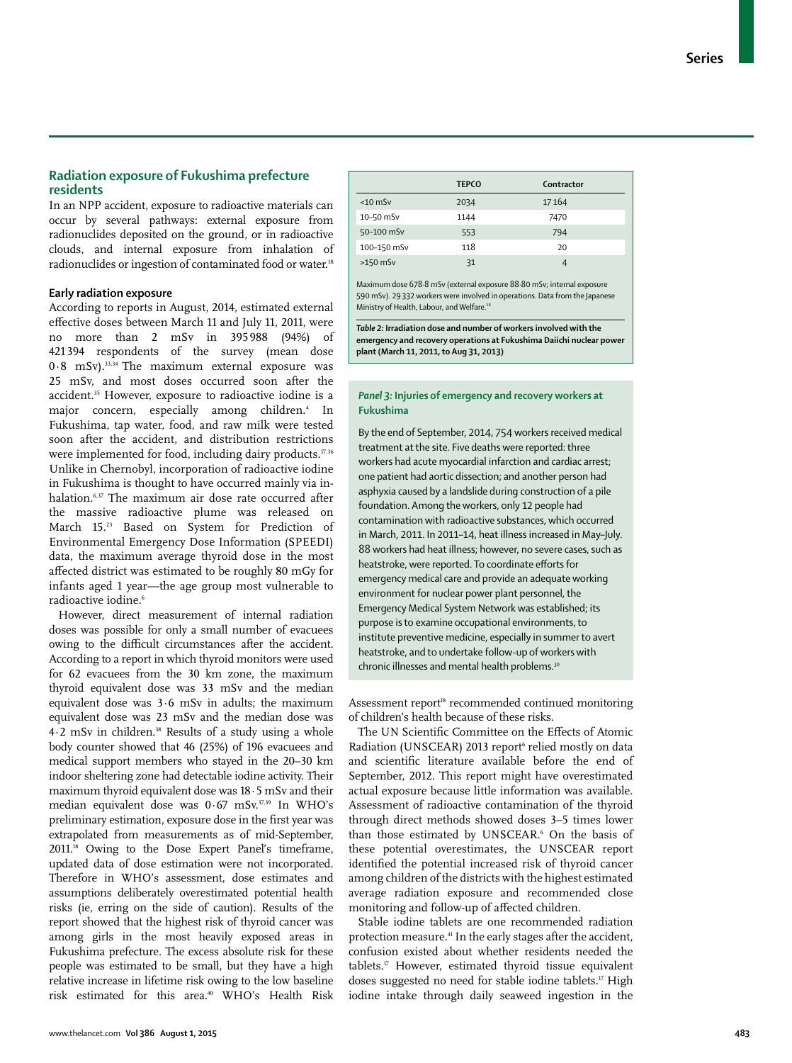## Radiation exposure of Fukushima prefecture residents

In an NPP accident, exposure to radioactive materials can occur by several pathways: external exposure from radionuclides deposited on the ground, or in radioactive clouds, and internal exposure from inhalation of radionuclides or ingestion of contaminated food or water.[18]

### Early radiation exposure

According to reports in August, 2014, estimated external effective doses between March 11 and July 11, 2011, were no more than 2 mSv in 395 988 (94%) of 421 394 respondents of the survey (mean dose 0·8 mSv).[33,34] The maximum external exposure was 25 mSv, and most doses occurred soon after the accident.[35] However, exposure to radioactive iodine is a major concern, especially among children.[4] In Fukushima, tap water, food, and raw milk were tested soon after the accident, and distribution restrictions were implemented for food, including dairy products.[17,36] Unlike in Chernobyl, incorporation of radioactive iodine in Fukushima is thought to have occurred mainly via inhalation.[6,37] The maximum air dose rate occurred after the massive radioactive plume was released on March 15.[23] Based on System for Prediction of Environmental Emergency Dose Information (SPEEDI) data, the maximum average thyroid dose in the most affected district was estimated to be roughly 80 mGy for infants aged 1 year—the age group most vulnerable to radioactive iodine.[6]

However, direct measurement of internal radiation doses was possible for only a small number of evacuees owing to the difficult circumstances after the accident. According to a report in which thyroid monitors were used for 62 evacuees from the 30 km zone, the maximum thyroid equivalent dose was 33 mSv and the median equivalent dose was 3·6 mSv in adults; the maximum equivalent dose was 23 mSv and the median dose was 4·2 mSv in children.[38] Results of a study using a whole body counter showed that 46 (25%) of 196 evacuees and medical support members who stayed in the 20–30 km indoor sheltering zone had detectable iodine activity. Their maximum thyroid equivalent dose was 18·5 mSv and their median equivalent dose was 0·67 mSv.[37,39] In WHO's preliminary estimation, exposure dose in the first year was extrapolated from measurements as of mid-September, 2011.[18] Owing to the Dose Expert Panel's timeframe, updated data of dose estimation were not incorporated. Therefore in WHO's assessment, dose estimates and assumptions deliberately overestimated potential health risks (ie, erring on the side of caution). Results of the report showed that the highest risk of thyroid cancer was among girls in the most heavily exposed areas in Fukushima prefecture. The excess absolute risk for these people was estimated to be small, but they have a high relative increase in lifetime risk owing to the low baseline risk estimated for this area.[40] WHO's Health Risk Assessment report[18] recommended continued monitoring of children's health because of these risks.

|  | TEPCO | Contractor |
|---|---|---|
| <10 mSv | 2034 | 17 164 |
| 10–50 mSv | 1144 | 7470 |
| 50–100 mSv | 553 | 794 |
| 100–150 mSv | 118 | 20 |
| >150 mSv | 31 | 4 |

Maximum dose 678·8 mSv (external exposure 88·80 mSv; internal exposure 590 mSv). 29 332 workers were involved in operations. Data from the Japanese Ministry of Health, Labour, and Welfare.[28]

*Table 2:* **Irradiation dose and number of workers involved with the emergency and recovery operations at Fukushima Daiichi nuclear power plant (March 11, 2011, to Aug 31, 2013)**

> ***Panel 3:* Injuries of emergency and recovery workers at Fukushima**
>
> By the end of September, 2014, 754 workers received medical treatment at the site. Five deaths were reported: three workers had acute myocardial infarction and cardiac arrest; one patient had aortic dissection; and another person had asphyxia caused by a landslide during construction of a pile foundation. Among the workers, only 12 people had contamination with radioactive substances, which occurred in March, 2011. In 2011–14, heat illness increased in May–July. 88 workers had heat illness; however, no severe cases, such as heatstroke, were reported. To coordinate efforts for emergency medical care and provide an adequate working environment for nuclear power plant personnel, the Emergency Medical System Network was established; its purpose is to examine occupational environments, to institute preventive medicine, especially in summer to avert heatstroke, and to undertake follow-up of workers with chronic illnesses and mental health problems.[30]

The UN Scientific Committee on the Effects of Atomic Radiation (UNSCEAR) 2013 report[6] relied mostly on data and scientific literature available before the end of September, 2012. This report might have overestimated actual exposure because little information was available. Assessment of radioactive contamination of the thyroid through direct methods showed doses 3–5 times lower than those estimated by UNSCEAR.[6] On the basis of these potential overestimates, the UNSCEAR report identified the potential increased risk of thyroid cancer among children of the districts with the highest estimated average radiation exposure and recommended close monitoring and follow-up of affected children.

Stable iodine tablets are one recommended radiation protection measure.[41] In the early stages after the accident, confusion existed about whether residents needed the tablets.[17] However, estimated thyroid tissue equivalent doses suggested no need for stable iodine tablets.[17] High iodine intake through daily seaweed ingestion in the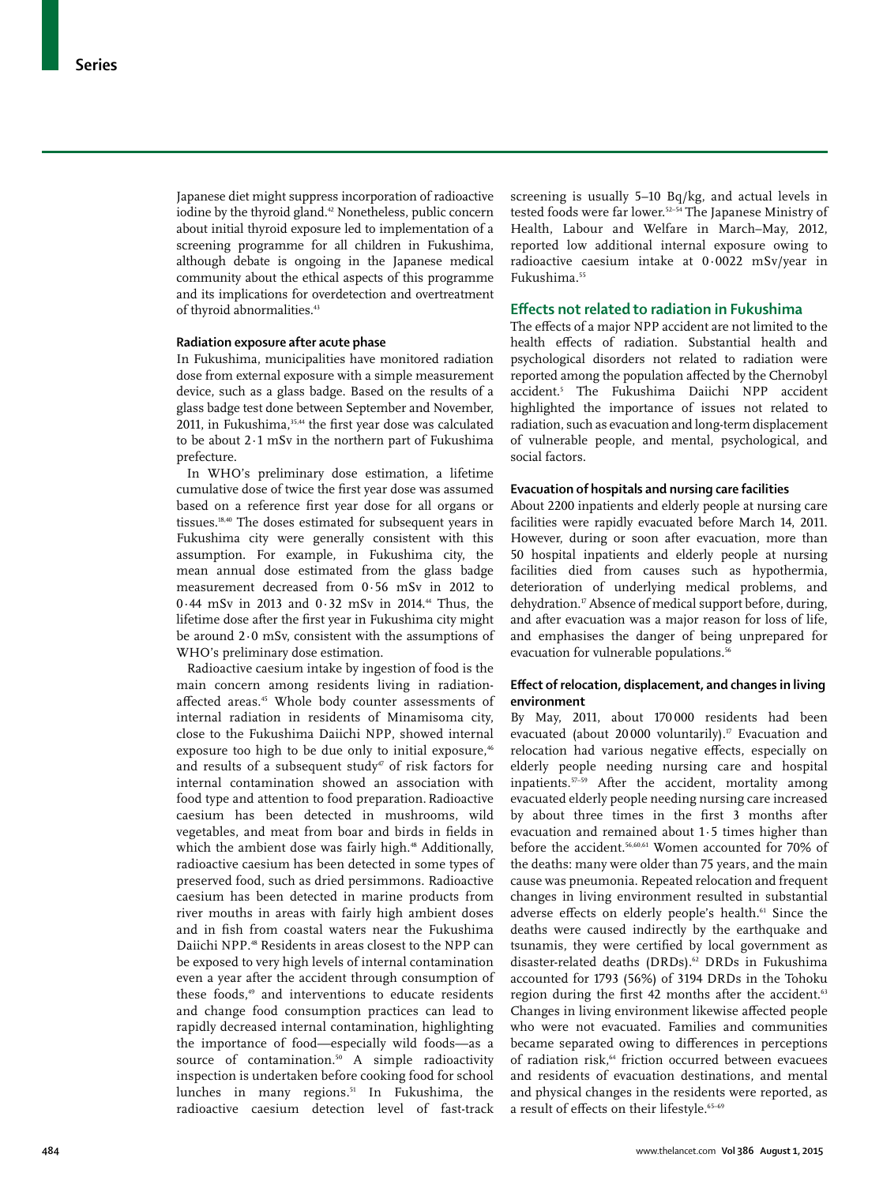Japanese diet might suppress incorporation of radioactive iodine by the thyroid gland.[42] Nonetheless, public concern about initial thyroid exposure led to implementation of a screening programme for all children in Fukushima, although debate is ongoing in the Japanese medical community about the ethical aspects of this programme and its implications for overdetection and overtreatment of thyroid abnormalities.[43]

### Radiation exposure after acute phase

In Fukushima, municipalities have monitored radiation dose from external exposure with a simple measurement device, such as a glass badge. Based on the results of a glass badge test done between September and November, 2011, in Fukushima,[35,44] the first year dose was calculated to be about 2·1 mSv in the northern part of Fukushima prefecture.

In WHO's preliminary dose estimation, a lifetime cumulative dose of twice the first year dose was assumed based on a reference first year dose for all organs or tissues.[18,40] The doses estimated for subsequent years in Fukushima city were generally consistent with this assumption. For example, in Fukushima city, the mean annual dose estimated from the glass badge measurement decreased from 0·56 mSv in 2012 to 0·44 mSv in 2013 and 0·32 mSv in 2014.[44] Thus, the lifetime dose after the first year in Fukushima city might be around 2·0 mSv, consistent with the assumptions of WHO's preliminary dose estimation.

Radioactive caesium intake by ingestion of food is the main concern among residents living in radiation-affected areas.[45] Whole body counter assessments of internal radiation in residents of Minamisoma city, close to the Fukushima Daiichi NPP, showed internal exposure too high to be due only to initial exposure,[46] and results of a subsequent study[47] of risk factors for internal contamination showed an association with food type and attention to food preparation. Radioactive caesium has been detected in mushrooms, wild vegetables, and meat from boar and birds in fields in which the ambient dose was fairly high.[48] Additionally, radioactive caesium has been detected in some types of preserved food, such as dried persimmons. Radioactive caesium has been detected in marine products from river mouths in areas with fairly high ambient doses and in fish from coastal waters near the Fukushima Daiichi NPP.[48] Residents in areas closest to the NPP can be exposed to very high levels of internal contamination even a year after the accident through consumption of these foods,[49] and interventions to educate residents and change food consumption practices can lead to rapidly decreased internal contamination, highlighting the importance of food—especially wild foods—as a source of contamination.[50] A simple radioactivity inspection is undertaken before cooking food for school lunches in many regions.[51] In Fukushima, the radioactive caesium detection level of fast-track screening is usually 5–10 Bq/kg, and actual levels in tested foods were far lower.[52–54] The Japanese Ministry of Health, Labour and Welfare in March–May, 2012, reported low additional internal exposure owing to radioactive caesium intake at 0·0022 mSv/year in Fukushima.[55]

## Effects not related to radiation in Fukushima

The effects of a major NPP accident are not limited to the health effects of radiation. Substantial health and psychological disorders not related to radiation were reported among the population affected by the Chernobyl accident.[5] The Fukushima Daiichi NPP accident highlighted the importance of issues not related to radiation, such as evacuation and long-term displacement of vulnerable people, and mental, psychological, and social factors.

### Evacuation of hospitals and nursing care facilities

About 2200 inpatients and elderly people at nursing care facilities were rapidly evacuated before March 14, 2011. However, during or soon after evacuation, more than 50 hospital inpatients and elderly people at nursing facilities died from causes such as hypothermia, deterioration of underlying medical problems, and dehydration.[17] Absence of medical support before, during, and after evacuation was a major reason for loss of life, and emphasises the danger of being unprepared for evacuation for vulnerable populations.[56]

### Effect of relocation, displacement, and changes in living environment

By May, 2011, about 170 000 residents had been evacuated (about 20 000 voluntarily).[17] Evacuation and relocation had various negative effects, especially on elderly people needing nursing care and hospital inpatients.[57–59] After the accident, mortality among evacuated elderly people needing nursing care increased by about three times in the first 3 months after evacuation and remained about 1·5 times higher than before the accident.[56,60,61] Women accounted for 70% of the deaths: many were older than 75 years, and the main cause was pneumonia. Repeated relocation and frequent changes in living environment resulted in substantial adverse effects on elderly people's health.[61] Since the deaths were caused indirectly by the earthquake and tsunamis, they were certified by local government as disaster-related deaths (DRDs).[62] DRDs in Fukushima accounted for 1793 (56%) of 3194 DRDs in the Tohoku region during the first 42 months after the accident.[63] Changes in living environment likewise affected people who were not evacuated. Families and communities became separated owing to differences in perceptions of radiation risk,[64] friction occurred between evacuees and residents of evacuation destinations, and mental and physical changes in the residents were reported, as a result of effects on their lifestyle.[65–69]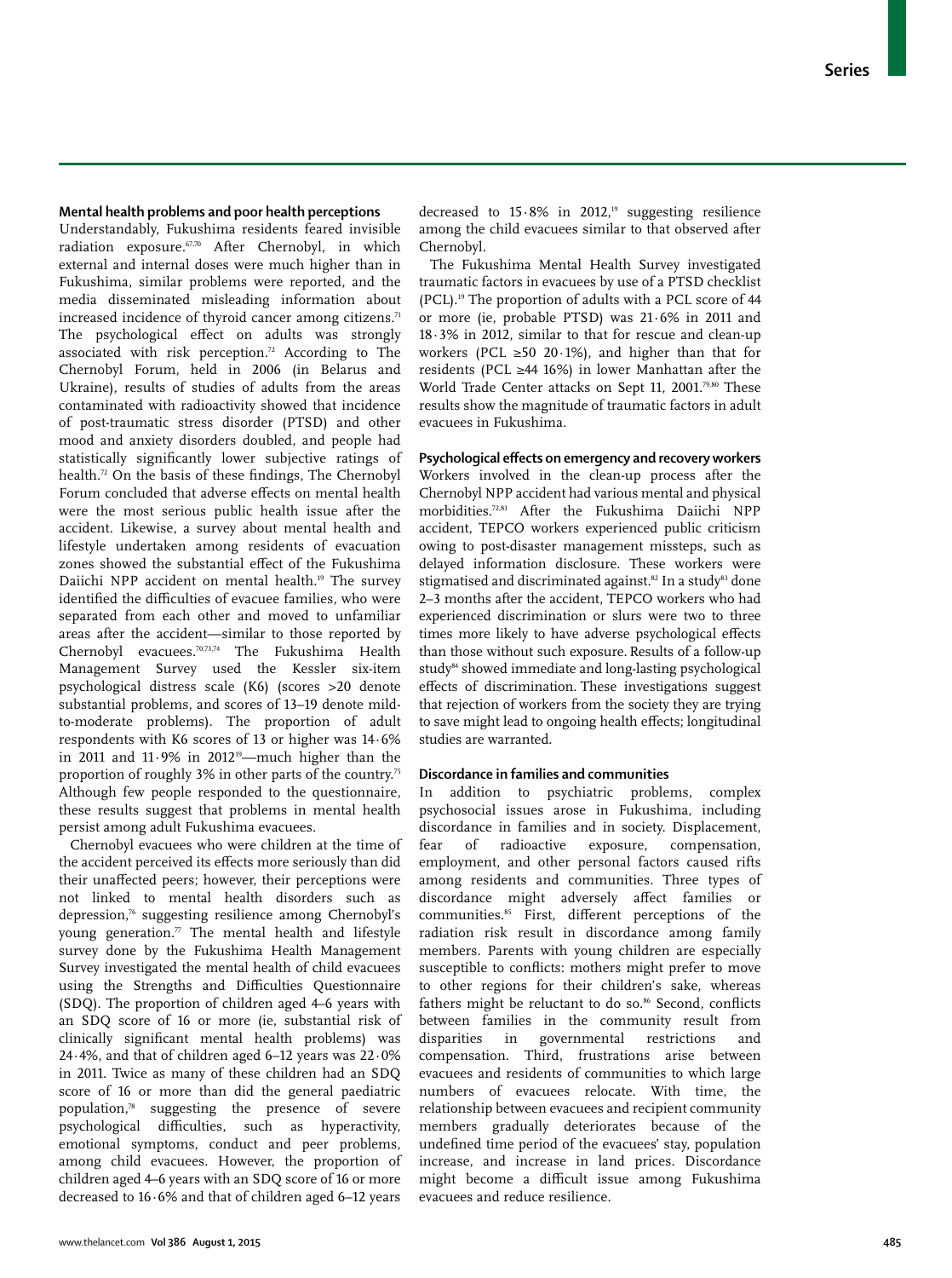## Mental health problems and poor health perceptions

Understandably, Fukushima residents feared invisible radiation exposure.[67,70] After Chernobyl, in which external and internal doses were much higher than in Fukushima, similar problems were reported, and the media disseminated misleading information about increased incidence of thyroid cancer among citizens.[71] The psychological effect on adults was strongly associated with risk perception.[72] According to The Chernobyl Forum, held in 2006 (in Belarus and Ukraine), results of studies of adults from the areas contaminated with radioactivity showed that incidence of post-traumatic stress disorder (PTSD) and other mood and anxiety disorders doubled, and people had statistically significantly lower subjective ratings of health.[72] On the basis of these findings, The Chernobyl Forum concluded that adverse effects on mental health were the most serious public health issue after the accident. Likewise, a survey about mental health and lifestyle undertaken among residents of evacuation zones showed the substantial effect of the Fukushima Daiichi NPP accident on mental health.[19] The survey identified the difficulties of evacuee families, who were separated from each other and moved to unfamiliar areas after the accident—similar to those reported by Chernobyl evacuees.[70,73,74] The Fukushima Health Management Survey used the Kessler six-item psychological distress scale (K6) (scores >20 denote substantial problems, and scores of 13–19 denote mild-to-moderate problems). The proportion of adult respondents with K6 scores of 13 or higher was 14·6% in 2011 and 11·9% in 2012[19]—much higher than the proportion of roughly 3% in other parts of the country.[75] Although few people responded to the questionnaire, these results suggest that problems in mental health persist among adult Fukushima evacuees.

Chernobyl evacuees who were children at the time of the accident perceived its effects more seriously than did their unaffected peers; however, their perceptions were not linked to mental health disorders such as depression,[76] suggesting resilience among Chernobyl's young generation.[77] The mental health and lifestyle survey done by the Fukushima Health Management Survey investigated the mental health of child evacuees using the Strengths and Difficulties Questionnaire (SDQ). The proportion of children aged 4–6 years with an SDQ score of 16 or more (ie, substantial risk of clinically significant mental health problems) was 24·4%, and that of children aged 6–12 years was 22·0% in 2011. Twice as many of these children had an SDQ score of 16 or more than did the general paediatric population,[78] suggesting the presence of severe psychological difficulties, such as hyperactivity, emotional symptoms, conduct and peer problems, among child evacuees. However, the proportion of children aged 4–6 years with an SDQ score of 16 or more decreased to 16·6% and that of children aged 6–12 years decreased to 15·8% in 2012,[19] suggesting resilience among the child evacuees similar to that observed after Chernobyl.

The Fukushima Mental Health Survey investigated traumatic factors in evacuees by use of a PTSD checklist (PCL).[19] The proportion of adults with a PCL score of 44 or more (ie, probable PTSD) was 21·6% in 2011 and 18·3% in 2012, similar to that for rescue and clean-up workers (PCL ≥50 20·1%), and higher than that for residents (PCL ≥44 16%) in lower Manhattan after the World Trade Center attacks on Sept 11, 2001.[79,80] These results show the magnitude of traumatic factors in adult evacuees in Fukushima.

## Psychological effects on emergency and recovery workers

Workers involved in the clean-up process after the Chernobyl NPP accident had various mental and physical morbidities.[72,81] After the Fukushima Daiichi NPP accident, TEPCO workers experienced public criticism owing to post-disaster management missteps, such as delayed information disclosure. These workers were stigmatised and discriminated against.[82] In a study[83] done 2–3 months after the accident, TEPCO workers who had experienced discrimination or slurs were two to three times more likely to have adverse psychological effects than those without such exposure. Results of a follow-up study[84] showed immediate and long-lasting psychological effects of discrimination. These investigations suggest that rejection of workers from the society they are trying to save might lead to ongoing health effects; longitudinal studies are warranted.

## Discordance in families and communities

In addition to psychiatric problems, complex psychosocial issues arose in Fukushima, including discordance in families and in society. Displacement, fear of radioactive exposure, compensation, employment, and other personal factors caused rifts among residents and communities. Three types of discordance might adversely affect families or communities.[85] First, different perceptions of the radiation risk result in discordance among family members. Parents with young children are especially susceptible to conflicts: mothers might prefer to move to other regions for their children's sake, whereas fathers might be reluctant to do so.[86] Second, conflicts between families in the community result from disparities in governmental restrictions and compensation. Third, frustrations arise between evacuees and residents of communities to which large numbers of evacuees relocate. With time, the relationship between evacuees and recipient community members gradually deteriorates because of the undefined time period of the evacuees' stay, population increase, and increase in land prices. Discordance might become a difficult issue among Fukushima evacuees and reduce resilience.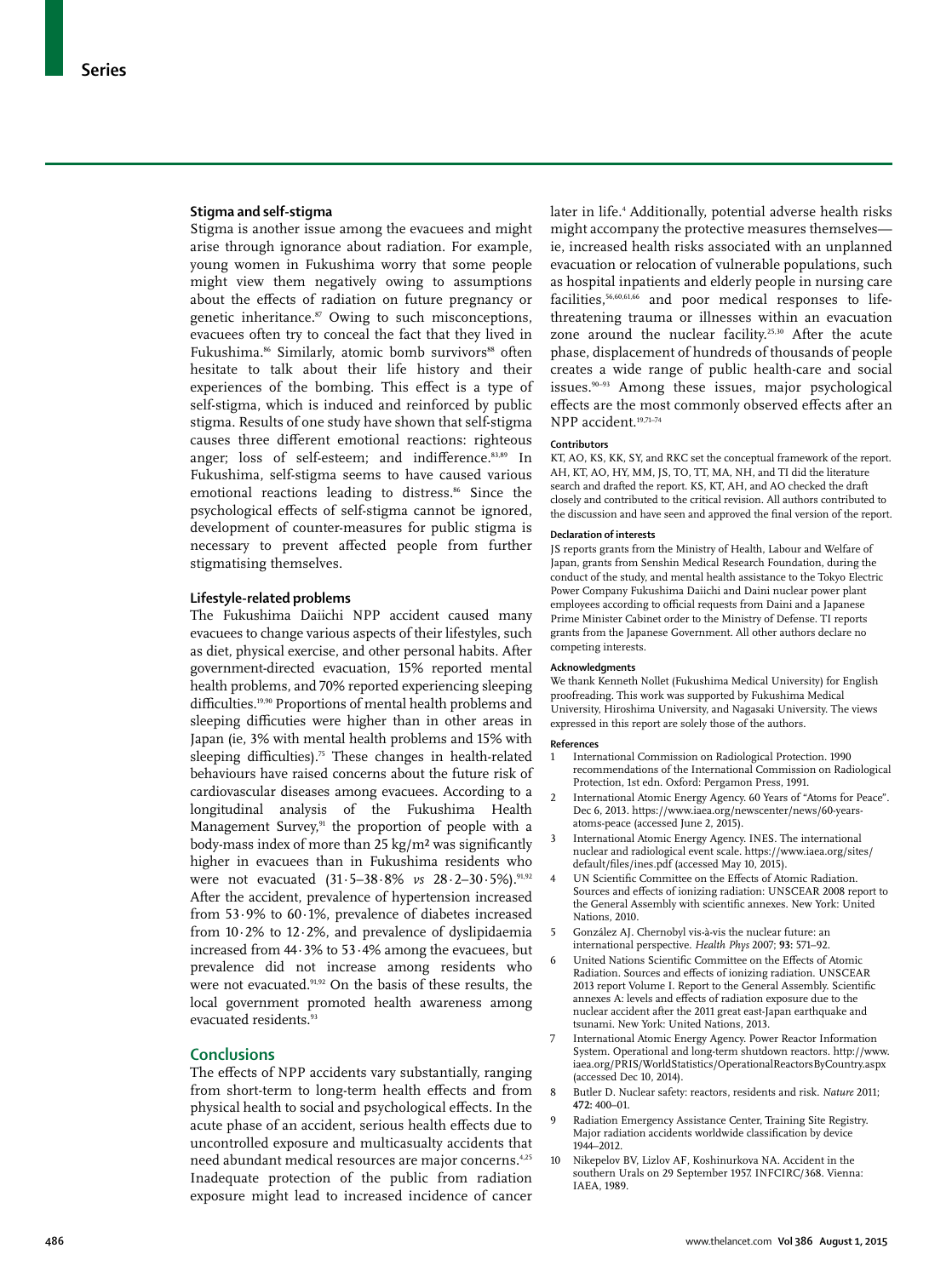### Stigma and self-stigma

Stigma is another issue among the evacuees and might arise through ignorance about radiation. For example, young women in Fukushima worry that some people might view them negatively owing to assumptions about the effects of radiation on future pregnancy or genetic inheritance.[87] Owing to such misconceptions, evacuees often try to conceal the fact that they lived in Fukushima.[86] Similarly, atomic bomb survivors[88] often hesitate to talk about their life history and their experiences of the bombing. This effect is a type of self-stigma, which is induced and reinforced by public stigma. Results of one study have shown that self-stigma causes three different emotional reactions: righteous anger; loss of self-esteem; and indifference.[83,89] In Fukushima, self-stigma seems to have caused various emotional reactions leading to distress.[86] Since the psychological effects of self-stigma cannot be ignored, development of counter-measures for public stigma is necessary to prevent affected people from further stigmatising themselves.

### Lifestyle-related problems

The Fukushima Daiichi NPP accident caused many evacuees to change various aspects of their lifestyles, such as diet, physical exercise, and other personal habits. After government-directed evacuation, 15% reported mental health problems, and 70% reported experiencing sleeping difficulties.[19,90] Proportions of mental health problems and sleeping difficuties were higher than in other areas in Japan (ie, 3% with mental health problems and 15% with sleeping difficulties).[75] These changes in health-related behaviours have raised concerns about the future risk of cardiovascular diseases among evacuees. According to a longitudinal analysis of the Fukushima Health Management Survey,[91] the proportion of people with a body-mass index of more than 25 kg/m² was significantly higher in evacuees than in Fukushima residents who were not evacuated (31·5–38·8% *vs* 28·2–30·5%).[91,92] After the accident, prevalence of hypertension increased from 53·9% to 60·1%, prevalence of diabetes increased from 10·2% to 12·2%, and prevalence of dyslipidaemia increased from 44·3% to 53·4% among the evacuees, but prevalence did not increase among residents who were not evacuated.[91,92] On the basis of these results, the local government promoted health awareness among evacuated residents.[93]

## Conclusions

The effects of NPP accidents vary substantially, ranging from short-term to long-term health effects and from physical health to social and psychological effects. In the acute phase of an accident, serious health effects due to uncontrolled exposure and multicasualty accidents that need abundant medical resources are major concerns.[4,25] Inadequate protection of the public from radiation exposure might lead to increased incidence of cancer later in life.[4] Additionally, potential adverse health risks might accompany the protective measures themselves—ie, increased health risks associated with an unplanned evacuation or relocation of vulnerable populations, such as hospital inpatients and elderly people in nursing care facilities,[56,60,61,66] and poor medical responses to life-threatening trauma or illnesses within an evacuation zone around the nuclear facility.[25,30] After the acute phase, displacement of hundreds of thousands of people creates a wide range of public health-care and social issues.[90–93] Among these issues, major psychological effects are the most commonly observed effects after an NPP accident.[19,71–74]

#### Contributors

KT, AO, KS, KK, SY, and RKC set the conceptual framework of the report. AH, KT, AO, HY, MM, JS, TO, TT, MA, NH, and TI did the literature search and drafted the report. KS, KT, AH, and AO checked the draft closely and contributed to the critical revision. All authors contributed to the discussion and have seen and approved the final version of the report.

#### Declaration of interests

JS reports grants from the Ministry of Health, Labour and Welfare of Japan, grants from Senshin Medical Research Foundation, during the conduct of the study, and mental health assistance to the Tokyo Electric Power Company Fukushima Daiichi and Daini nuclear power plant employees according to official requests from Daini and a Japanese Prime Minister Cabinet order to the Ministry of Defense. TI reports grants from the Japanese Government. All other authors declare no competing interests.

#### Acknowledgments

We thank Kenneth Nollet (Fukushima Medical University) for English proofreading. This work was supported by Fukushima Medical University, Hiroshima University, and Nagasaki University. The views expressed in this report are solely those of the authors.

#### References

1. International Commission on Radiological Protection. 1990 recommendations of the International Commission on Radiological Protection, 1st edn. Oxford: Pergamon Press, 1991.
2. International Atomic Energy Agency. 60 Years of "Atoms for Peace". Dec 6, 2013. https://www.iaea.org/newscenter/news/60-years-atoms-peace (accessed June 2, 2015).
3. International Atomic Energy Agency. INES. The international nuclear and radiological event scale. https://www.iaea.org/sites/default/files/ines.pdf (accessed May 10, 2015).
4. UN Scientific Committee on the Effects of Atomic Radiation. Sources and effects of ionizing radiation: UNSCEAR 2008 report to the General Assembly with scientific annexes. New York: United Nations, 2010.
5. González AJ. Chernobyl vis-à-vis the nuclear future: an international perspective. *Health Phys* 2007; **93:** 571–92.
6. United Nations Scientific Committee on the Effects of Atomic Radiation. Sources and effects of ionizing radiation. UNSCEAR 2013 report Volume I. Report to the General Assembly. Scientific annexes A: levels and effects of radiation exposure due to the nuclear accident after the 2011 great east-Japan earthquake and tsunami. New York: United Nations, 2013.
7. International Atomic Energy Agency. Power Reactor Information System. Operational and long-term shutdown reactors. http://www.iaea.org/PRIS/WorldStatistics/OperationalReactorsByCountry.aspx (accessed Dec 10, 2014).
8. Butler D. Nuclear safety: reactors, residents and risk. *Nature* 2011; **472:** 400–01.
9. Radiation Emergency Assistance Center, Training Site Registry. Major radiation accidents worldwide classification by device 1944–2012.
10. Nikepelov BV, Lizlov AF, Koshinurkova NA. Accident in the southern Urals on 29 September 1957. INFCIRC/368. Vienna: IAEA, 1989.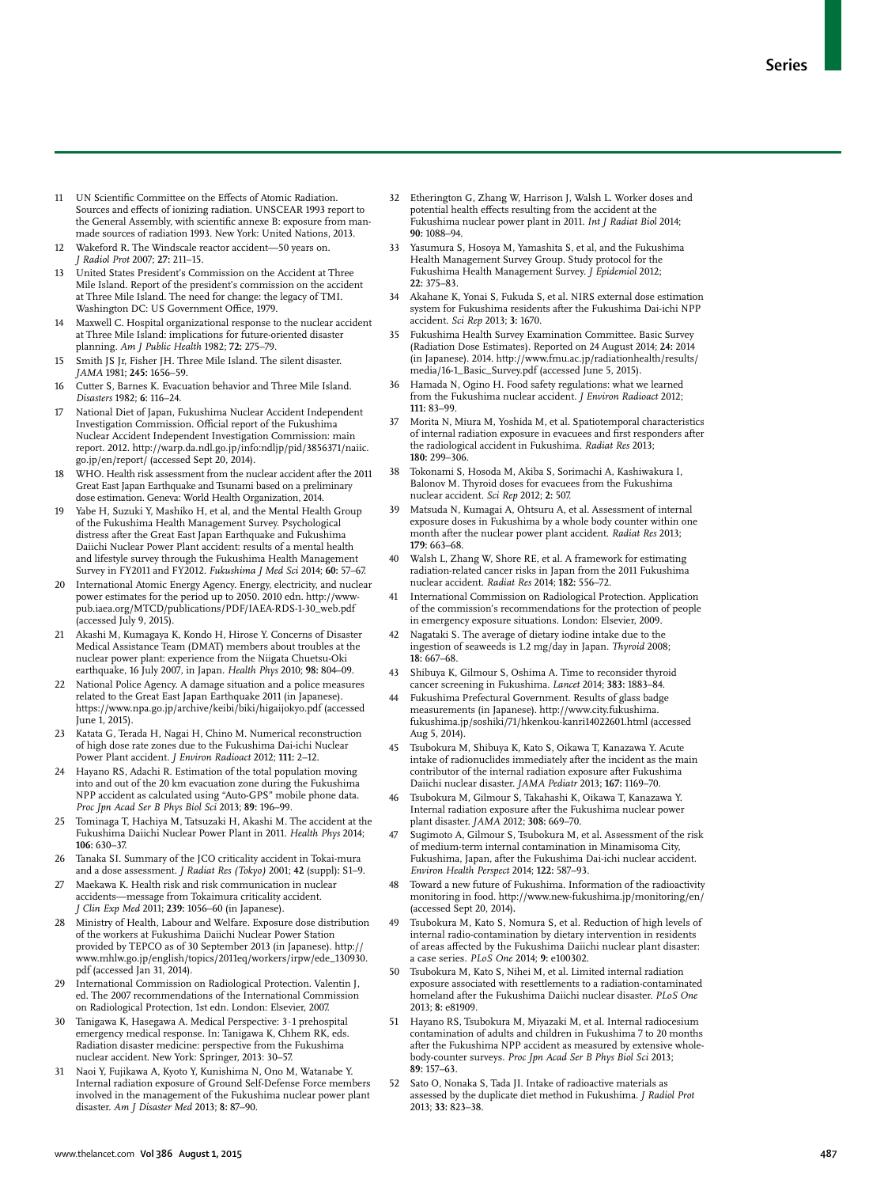11 UN Scientific Committee on the Effects of Atomic Radiation. Sources and effects of ionizing radiation. UNSCEAR 1993 report to the General Assembly, with scientific annexe B: exposure from man-made sources of radiation 1993. New York: United Nations, 2013.

12 Wakeford R. The Windscale reactor accident—50 years on. *J Radiol Prot* 2007; **27:** 211–15.

13 United States President's Commission on the Accident at Three Mile Island. Report of the president's commission on the accident at Three Mile Island. The need for change: the legacy of TMI. Washington DC: US Government Office, 1979.

14 Maxwell C. Hospital organizational response to the nuclear accident at Three Mile Island: implications for future-oriented disaster planning. *Am J Public Health* 1982; **72:** 275–79.

15 Smith JS Jr, Fisher JH. Three Mile Island. The silent disaster. *JAMA* 1981; **245:** 1656–59.

16 Cutter S, Barnes K. Evacuation behavior and Three Mile Island. *Disasters* 1982; **6:** 116–24.

17 National Diet of Japan, Fukushima Nuclear Accident Independent Investigation Commission. Official report of the Fukushima Nuclear Accident Independent Investigation Commission: main report. 2012. http://warp.da.ndl.go.jp/info:ndljp/pid/3856371/naiic.go.jp/en/report/ (accessed Sept 20, 2014).

18 WHO. Health risk assessment from the nuclear accident after the 2011 Great East Japan Earthquake and Tsunami based on a preliminary dose estimation. Geneva: World Health Organization, 2014.

19 Yabe H, Suzuki Y, Mashiko H, et al, and the Mental Health Group of the Fukushima Health Management Survey. Psychological distress after the Great East Japan Earthquake and Fukushima Daiichi Nuclear Power Plant accident: results of a mental health and lifestyle survey through the Fukushima Health Management Survey in FY2011 and FY2012. *Fukushima J Med Sci* 2014; **60:** 57–67.

20 International Atomic Energy Agency. Energy, electricity, and nuclear power estimates for the period up to 2050. 2010 edn. http://www-pub.iaea.org/MTCD/publications/PDF/IAEA-RDS-1-30_web.pdf (accessed July 9, 2015).

21 Akashi M, Kumagaya K, Kondo H, Hirose Y. Concerns of Disaster Medical Assistance Team (DMAT) members about troubles at the nuclear power plant: experience from the Niigata Chuetsu-Oki earthquake, 16 July 2007, in Japan. *Health Phys* 2010; **98:** 804–09.

22 National Police Agency. A damage situation and a police measures related to the Great East Japan Earthquake 2011 (in Japanese). https://www.npa.go.jp/archive/keibi/biki/higaijokyo.pdf (accessed June 1, 2015).

23 Katata G, Terada H, Nagai H, Chino M. Numerical reconstruction of high dose rate zones due to the Fukushima Dai-ichi Nuclear Power Plant accident. *J Environ Radioact* 2012; **111:** 2–12.

24 Hayano RS, Adachi R. Estimation of the total population moving into and out of the 20 km evacuation zone during the Fukushima NPP accident as calculated using "Auto-GPS" mobile phone data. *Proc Jpn Acad Ser B Phys Biol Sci* 2013; **89:** 196–99.

25 Tominaga T, Hachiya M, Tatsuzaki H, Akashi M. The accident at the Fukushima Daiichi Nuclear Power Plant in 2011. *Health Phys* 2014; **106:** 630–37.

26 Tanaka SI. Summary of the JCO criticality accident in Tokai-mura and a dose assessment. *J Radiat Res (Tokyo)* 2001; **42** (suppl): S1–9.

27 Maekawa K. Health risk and risk communication in nuclear accidents—message from Tokaimura criticality accident. *J Clin Exp Med* 2011; **239:** 1056–60 (in Japanese).

28 Ministry of Health, Labour and Welfare. Exposure dose distribution of the workers at Fukushima Daiichi Nuclear Power Station provided by TEPCO as of 30 September 2013 (in Japanese). http://www.mhlw.go.jp/english/topics/2011eq/workers/irpw/ede_130930.pdf (accessed Jan 31, 2014).

29 International Commission on Radiological Protection. Valentin J, ed. The 2007 recommendations of the International Commission on Radiological Protection, 1st edn. London: Elsevier, 2007.

30 Tanigawa K, Hasegawa A. Medical Perspective: 3·1 prehospital emergency medical response. In: Tanigawa K, Chhem RK, eds. Radiation disaster medicine: perspective from the Fukushima nuclear accident. New York: Springer, 2013: 30–57.

31 Naoi Y, Fujikawa A, Kyoto Y, Kunishima N, Ono M, Watanabe Y. Internal radiation exposure of Ground Self-Defense Force members involved in the management of the Fukushima nuclear power plant disaster. *Am J Disaster Med* 2013; **8:** 87–90.

32 Etherington G, Zhang W, Harrison J, Walsh L. Worker doses and potential health effects resulting from the accident at the Fukushima nuclear power plant in 2011. *Int J Radiat Biol* 2014; **90:** 1088–94.

33 Yasumura S, Hosoya M, Yamashita S, et al, and the Fukushima Health Management Survey Group. Study protocol for the Fukushima Health Management Survey. *J Epidemiol* 2012; **22:** 375–83.

34 Akahane K, Yonai S, Fukuda S, et al. NIRS external dose estimation system for Fukushima residents after the Fukushima Dai-ichi NPP accident. *Sci Rep* 2013; **3:** 1670.

35 Fukushima Health Survey Examination Committee. Basic Survey (Radiation Dose Estimates). Reported on 24 August 2014; **24:** 2014 (in Japanese). 2014. http://www.fmu.ac.jp/radiationhealth/results/media/16-1_Basic_Survey.pdf (accessed June 5, 2015).

36 Hamada N, Ogino H. Food safety regulations: what we learned from the Fukushima nuclear accident. *J Environ Radioact* 2012; **111:** 83–99.

37 Morita N, Miura M, Yoshida M, et al. Spatiotemporal characteristics of internal radiation exposure in evacuees and first responders after the radiological accident in Fukushima. *Radiat Res* 2013; **180:** 299–306.

38 Tokonami S, Hosoda M, Akiba S, Sorimachi A, Kashiwakura I, Balonov M. Thyroid doses for evacuees from the Fukushima nuclear accident. *Sci Rep* 2012; **2:** 507.

39 Matsuda N, Kumagai A, Ohtsuru A, et al. Assessment of internal exposure doses in Fukushima by a whole body counter within one month after the nuclear power plant accident. *Radiat Res* 2013; **179:** 663–68.

40 Walsh L, Zhang W, Shore RE, et al. A framework for estimating radiation-related cancer risks in Japan from the 2011 Fukushima nuclear accident. *Radiat Res* 2014; **182:** 556–72.

41 International Commission on Radiological Protection. Application of the commission's recommendations for the protection of people in emergency exposure situations. London: Elsevier, 2009.

42 Nagataki S. The average of dietary iodine intake due to the ingestion of seaweeds is 1.2 mg/day in Japan. *Thyroid* 2008; **18:** 667–68.

43 Shibuya K, Gilmour S, Oshima A. Time to reconsider thyroid cancer screening in Fukushima. *Lancet* 2014; **383:** 1883–84.

44 Fukushima Prefectural Government. Results of glass badge measurements (in Japanese). http://www.city.fukushima.fukushima.jp/soshiki/71/hkenkou-kanri14022601.html (accessed Aug 5, 2014).

45 Tsubokura M, Shibuya K, Kato S, Oikawa T, Kanazawa Y. Acute intake of radionuclides immediately after the incident as the main contributor of the internal radiation exposure after Fukushima Daiichi nuclear disaster. *JAMA Pediatr* 2013; **167:** 1169–70.

46 Tsubokura M, Gilmour S, Takahashi K, Oikawa T, Kanazawa Y. Internal radiation exposure after the Fukushima nuclear power plant disaster. *JAMA* 2012; **308:** 669–70.

47 Sugimoto A, Gilmour S, Tsubokura M, et al. Assessment of the risk of medium-term internal contamination in Minamisoma City, Fukushima, Japan, after the Fukushima Dai-ichi nuclear accident. *Environ Health Perspect* 2014; **122:** 587–93.

48 Toward a new future of Fukushima. Information of the radioactivity monitoring in food. http://www.new-fukushima.jp/monitoring/en/ (accessed Sept 20, 2014).

49 Tsubokura M, Kato S, Nomura S, et al. Reduction of high levels of internal radio-contamination by dietary intervention in residents of areas affected by the Fukushima Daiichi nuclear plant disaster: a case series. *PLoS One* 2014; **9:** e100302.

50 Tsubokura M, Kato S, Nihei M, et al. Limited internal radiation exposure associated with resettlements to a radiation-contaminated homeland after the Fukushima Daiichi nuclear disaster. *PLoS One* 2013; **8:** e81909.

51 Hayano RS, Tsubokura M, Miyazaki M, et al. Internal radiocesium contamination of adults and children in Fukushima 7 to 20 months after the Fukushima NPP accident as measured by extensive whole-body-counter surveys. *Proc Jpn Acad Ser B Phys Biol Sci* 2013; **89:** 157–63.

52 Sato O, Nonaka S, Tada JI. Intake of radioactive materials as assessed by the duplicate diet method in Fukushima. *J Radiol Prot* 2013; **33:** 823–38.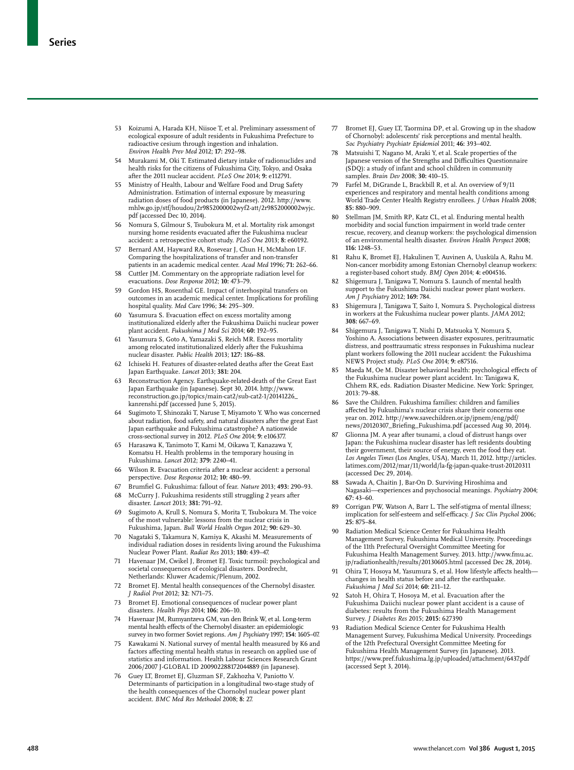53 Koizumi A, Harada KH, Niisoe T, et al. Preliminary assessment of ecological exposure of adult residents in Fukushima Prefecture to radioactive cesium through ingestion and inhalation. *Environ Health Prev Med* 2012; **17:** 292–98.

54 Murakami M, Oki T. Estimated dietary intake of radionuclides and health risks for the citizens of Fukushima City, Tokyo, and Osaka after the 2011 nuclear accident. *PLoS One* 2014; **9:** e112791.

55 Ministry of Health, Labour and Welfare Food and Drug Safety Administration. Estimation of internal exposure by measuring radiation doses of food products (in Japanese). 2012. http://www.mhlw.go.jp/stf/houdou/2r9852000002wyf2-att/2r9852000002wyjc.pdf (accessed Dec 10, 2014).

56 Nomura S, Gilmour S, Tsubokura M, et al. Mortality risk amongst nursing home residents evacuated after the Fukushima nuclear accident: a retrospective cohort study. *PLoS One* 2013; **8:** e60192.

57 Bernard AM, Hayward RA, Rosevear J, Chun H, McMahon LF. Comparing the hospitalizations of transfer and non-transfer patients in an academic medical center. *Acad Med* 1996; **71:** 262–66.

58 Cuttler JM. Commentary on the appropriate radiation level for evacuations. *Dose Response* 2012; **10:** 473–79.

59 Gordon HS, Rosenthal GE. Impact of interhospital transfers on outcomes in an academic medical center. Implications for profiling hospital quality. *Med Care* 1996; **34:** 295–309.

60 Yasumura S. Evacuation effect on excess mortality among institutionalized elderly after the Fukushima Daiichi nuclear power plant accident. *Fukushima J Med Sci* 2014; **60:** 192–95.

61 Yasumura S, Goto A, Yamazaki S, Reich MR. Excess mortality among relocated institutionalized elderly after the Fukushima nuclear disaster. *Public Health* 2013; **127:** 186–88.

62 Ichiseki H. Features of disaster-related deaths after the Great East Japan Earthquake. *Lancet* 2013; **381:** 204.

63 Reconstruction Agency. Earthquake-related-death of the Great East Japan Earthquake (in Japanese). Sept 30, 2014. http://www.reconstruction.go.jp/topics/main-cat2/sub-cat2-1/20141226_kanrenshi.pdf (accessed June 5, 2015).

64 Sugimoto T, Shinozaki T, Naruse T, Miyamoto Y. Who was concerned about radiation, food safety, and natural disasters after the great East Japan earthquake and Fukushima catastrophe? A nationwide cross-sectional survey in 2012. *PLoS One* 2014; **9:** e106377.

65 Harasawa K, Tanimoto T, Kami M, Oikawa T, Kanazawa Y, Komatsu H. Health problems in the temporary housing in Fukushima. *Lancet* 2012; **379:** 2240–41.

66 Wilson R. Evacuation criteria after a nuclear accident: a personal perspective. *Dose Response* 2012; **10:** 480–99.

67 Brumfiel G. Fukushima: fallout of fear. *Nature* 2013; **493:** 290–93.

68 McCurry J. Fukushima residents still struggling 2 years after disaster. *Lancet* 2013; **381:** 791–92.

69 Sugimoto A, Krull S, Nomura S, Morita T, Tsubokura M. The voice of the most vulnerable: lessons from the nuclear crisis in Fukushima, Japan. *Bull World Health Organ* 2012; **90:** 629–30.

70 Nagataki S, Takamura N, Kamiya K, Akashi M. Measurements of individual radiation doses in residents living around the Fukushima Nuclear Power Plant. *Radiat Res* 2013; **180:** 439–47.

71 Havenaar JM, Cwikel J, Bromet EJ. Toxic turmoil: psychological and societal consequences of ecological disasters. Dordrecht, Netherlands: Kluwer Academic/Plenum, 2002.

72 Bromet EJ. Mental health consequences of the Chernobyl disaster. *J Radiol Prot* 2012; **32:** N71–75.

73 Bromet EJ. Emotional consequences of nuclear power plant disasters. *Health Phys* 2014; **106:** 206–10.

74 Havenaar JM, Rumyantzeva GM, van den Brink W, et al. Long-term mental health effects of the Chernobyl disaster: an epidemiologic survey in two former Soviet regions. *Am J Psychiatry* 1997; **154:** 1605–07.

75 Kawakami N. National survey of mental health measured by K6 and factors affecting mental health status in research on applied use of statistics and information. Health Labour Sciences Research Grant 2006/2007 J-GLOBAL ID 200902288172044889 (in Japanese).

76 Guey LT, Bromet EJ, Gluzman SF, Zakhozha V, Paniotto V. Determinants of participation in a longitudinal two-stage study of the health consequences of the Chornobyl nuclear power plant accident. *BMC Med Res Methodol* 2008; **8:** 27.

77 Bromet EJ, Guey LT, Taormina DP, et al. Growing up in the shadow of Chornobyl: adolescents' risk perceptions and mental health. *Soc Psychiatry Psychiatr Epidemiol* 2011; **46:** 393–402.

78 Matsuishi T, Nagano M, Araki Y, et al. Scale properties of the Japanese version of the Strengths and Difficulties Questionnaire (SDQ): a study of infant and school children in community samples. *Brain Dev* 2008; **30:** 410–15.

79 Farfel M, DiGrande L, Brackbill R, et al. An overview of 9/11 experiences and respiratory and mental health conditions among World Trade Center Health Registry enrollees. *J Urban Health* 2008; **85:** 880–909.

80 Stellman JM, Smith RP, Katz CL, et al. Enduring mental health morbidity and social function impairment in world trade center rescue, recovery, and cleanup workers: the psychological dimension of an environmental health disaster. *Environ Health Perspect* 2008; **116:** 1248–53.

81 Rahu K, Bromet EJ, Hakulinen T, Auvinen A, Uusküla A, Rahu M. Non-cancer morbidity among Estonian Chernobyl cleanup workers: a register-based cohort study. *BMJ Open* 2014; **4:** e004516.

82 Shigemura J, Tanigawa T, Nomura S. Launch of mental health support to the Fukushima Daiichi nuclear power plant workers. *Am J Psychiatry* 2012; **169:** 784.

83 Shigemura J, Tanigawa T, Saito I, Nomura S. Psychological distress in workers at the Fukushima nuclear power plants. *JAMA* 2012; **308:** 667–69.

84 Shigemura J, Tanigawa T, Nishi D, Matsuoka Y, Nomura S, Yoshino A. Associations between disaster exposures, peritraumatic distress, and posttraumatic stress responses in Fukushima nuclear plant workers following the 2011 nuclear accident: the Fukushima NEWS Project study. *PLoS One* 2014; **9:** e87516.

85 Maeda M, Oe M. Disaster behavioral health: psychological effects of the Fukushima nuclear power plant accident. In: Tanigawa K, Chhem RK, eds. Radiation Disaster Medicine. New York: Springer, 2013: 79–88.

86 Save the Children. Fukushima families: children and families affected by Fukushima's nuclear crisis share their concerns one year on. 2012. http://www.savechildren.or.jp/jpnem/eng/pdf/news/20120307_Briefing_Fukushima.pdf (accessed Aug 30, 2014).

87 Glionna JM. A year after tsunami, a cloud of distrust hangs over Japan: the Fukushima nuclear disaster has left residents doubting their government, their source of energy, even the food they eat. *Los Angeles Times* (Los Angles, USA), March 11, 2012. http://articles.latimes.com/2012/mar/11/world/la-fg-japan-quake-trust-20120311 (accessed Dec 29, 2014).

88 Sawada A, Chaitin J, Bar-On D. Surviving Hiroshima and Nagasaki—experiences and psychosocial meanings. *Psychiatry* 2004; **67:** 43–60.

89 Corrigan PW, Watson A, Barr L. The self-stigma of mental illness; implication for self-esteem and self-efficacy. *J Soc Clin Psychol* 2006; **25:** 875–84.

90 Radiation Medical Science Center for Fukushima Health Management Survey, Fukushima Medical University. Proceedings of the 11th Prefectural Oversight Committee Meeting for Fukushima Health Management Survey. 2013. http://www.fmu.ac.jp/radiationhealth/results/20130605.html (accessed Dec 28, 2014).

91 Ohira T, Hosoya M, Yasumura S, et al. How lifestyle affects health—changes in health status before and after the earthquake. *Fukushima J Med Sci* 2014; **60:** 211–12.

92 Satoh H, Ohira T, Hosoya M, et al. Evacuation after the Fukushima Daiichi nuclear power plant accident is a cause of diabetes: results from the Fukushima Health Management Survey. *J Diabetes Res* 2015; **2015:** 627390

93 Radiation Medical Science Center for Fukushima Health Management Survey, Fukushima Medical University. Proceedings of the 12th Prefectural Oversight Committee Meeting for Fukushima Health Management Survey (in Japanese). 2013. https://www.pref.fukushima.lg.jp/uploaded/attachment/6437.pdf (accessed Sept 3, 2014).